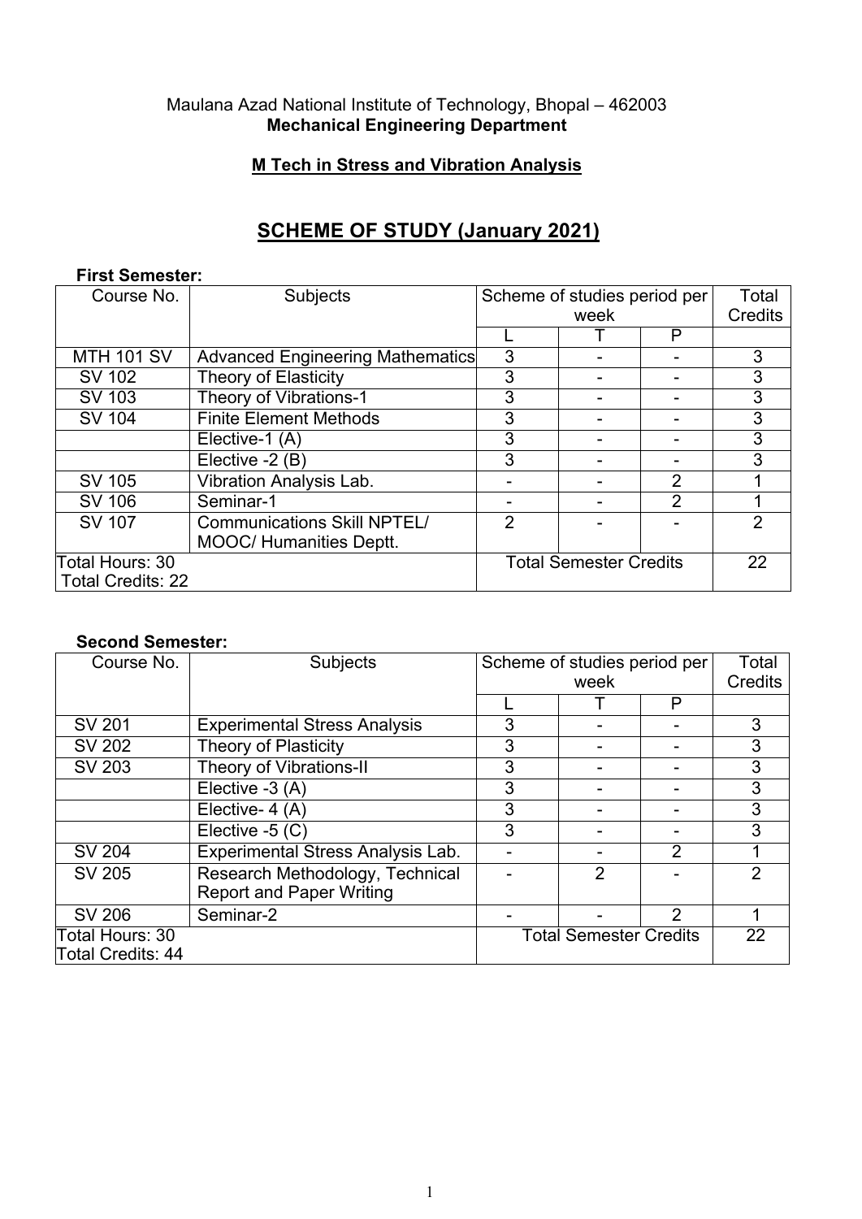Maulana Azad National Institute of Technology, Bhopal – 462003

**Mechanical Engineering Department**

**M Tech in Stress and Vibration Analysis**

## SCHEME OF STUDY (January 2021)

**First Semester:**

| Course No. | Subjects | Scheme of studies period per week | | | Total Credits |
|---|---|---|---|---|---|
| | | L | T | P | |
| MTH 101 SV | Advanced Engineering Mathematics | 3 | - | - | 3 |
| SV 102 | Theory of Elasticity | 3 | - | - | 3 |
| SV 103 | Theory of Vibrations-1 | 3 | - | - | 3 |
| SV 104 | Finite Element Methods | 3 | - | - | 3 |
| | Elective-1 (A) | 3 | - | - | 3 |
| | Elective -2 (B) | 3 | - | - | 3 |
| SV 105 | Vibration Analysis Lab. | - | - | 2 | 1 |
| SV 106 | Seminar-1 | - | - | 2 | 1 |
| SV 107 | Communications Skill NPTEL/ MOOC/ Humanities Deptt. | 2 | - | - | 2 |
| Total Hours: 30<br>Total Credits: 22 | | Total Semester Credits | | | 22 |

**Second Semester:**

| Course No. | Subjects | Scheme of studies period per week | | | Total Credits |
|---|---|---|---|---|---|
| | | L | T | P | |
| SV 201 | Experimental Stress Analysis | 3 | - | - | 3 |
| SV 202 | Theory of Plasticity | 3 | - | - | 3 |
| SV 203 | Theory of Vibrations-II | 3 | - | - | 3 |
| | Elective -3 (A) | 3 | - | - | 3 |
| | Elective- 4 (A) | 3 | - | - | 3 |
| | Elective -5 (C) | 3 | - | - | 3 |
| SV 204 | Experimental Stress Analysis Lab. | - | - | 2 | 1 |
| SV 205 | Research Methodology, Technical Report and Paper Writing | - | 2 | - | 2 |
| SV 206 | Seminar-2 | - | - | 2 | 1 |
| Total Hours: 30<br>Total Credits: 44 | | Total Semester Credits | | | 22 |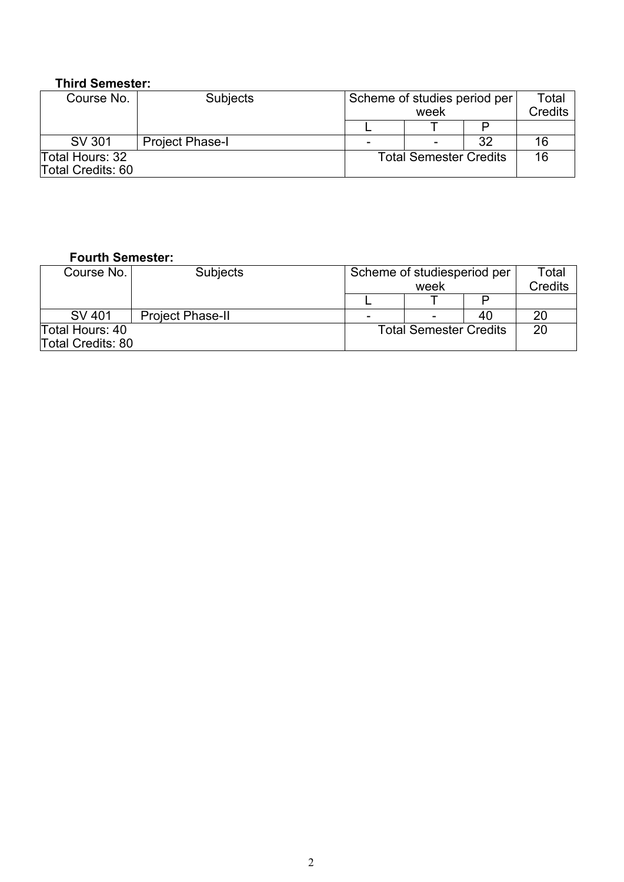**Third Semester:**

| Course No. | Subjects | Scheme of studies period per week | | | Total Credits |
|---|---|---|---|---|---|
| | | L | T | P | |
| SV 301 | Project Phase-I | - | - | 32 | 16 |
| Total Hours: 32<br>Total Credits: 60 | | Total Semester Credits | | | 16 |

**Fourth Semester:**

| Course No. | Subjects | Scheme of studiesperiod per week | | | Total Credits |
|---|---|---|---|---|---|
| | | L | T | P | |
| SV 401 | Project Phase-II | - | - | 40 | 20 |
| Total Hours: 40<br>Total Credits: 80 | | Total Semester Credits | | | 20 |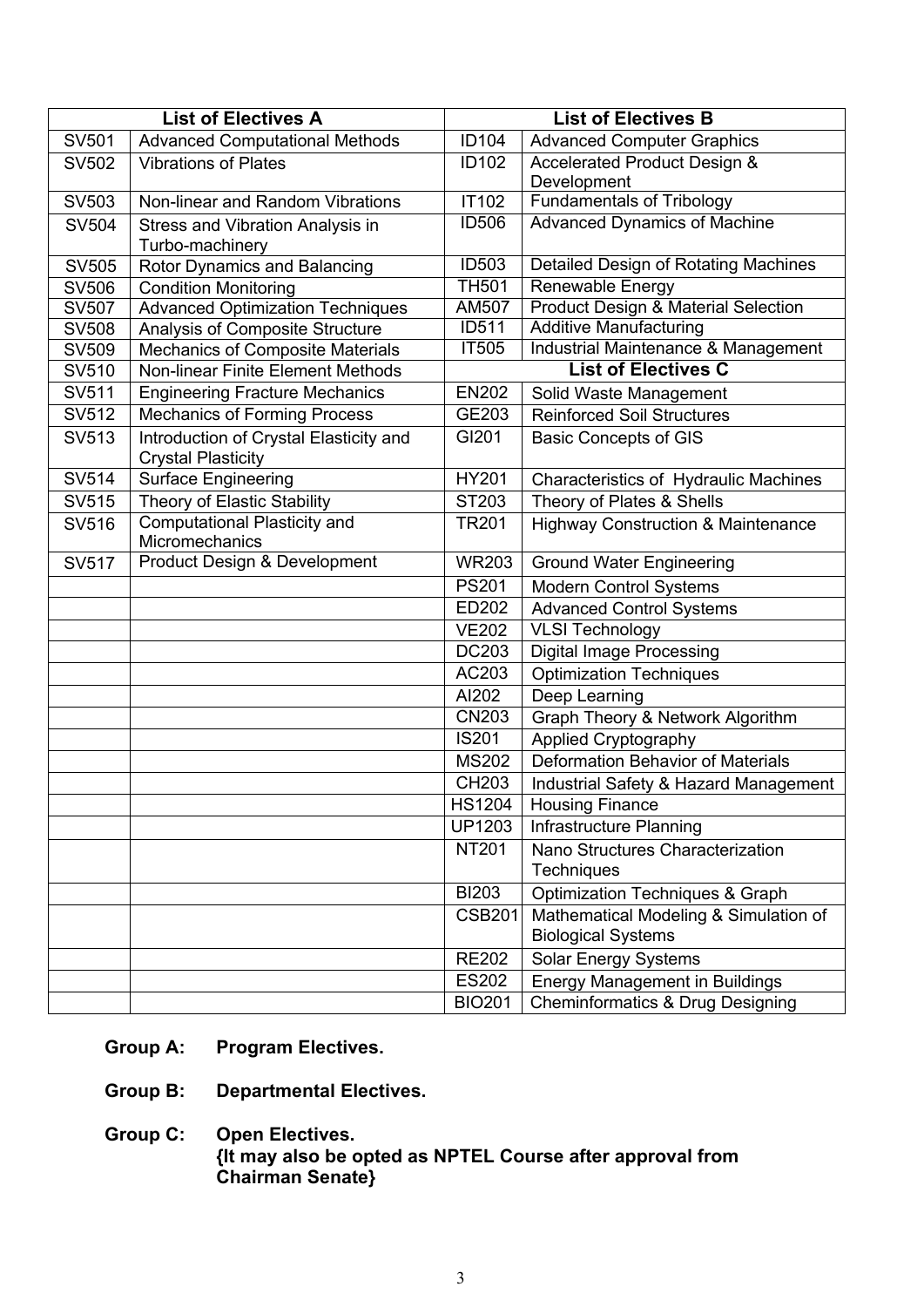| List of Electives A | | List of Electives B | |
|---|---|---|---|
| SV501 | Advanced Computational Methods | ID104 | Advanced Computer Graphics |
| SV502 | Vibrations of Plates | ID102 | Accelerated Product Design & Development |
| SV503 | Non-linear and Random Vibrations | IT102 | Fundamentals of Tribology |
| SV504 | Stress and Vibration Analysis in Turbo-machinery | ID506 | Advanced Dynamics of Machine |
| SV505 | Rotor Dynamics and Balancing | ID503 | Detailed Design of Rotating Machines |
| SV506 | Condition Monitoring | TH501 | Renewable Energy |
| SV507 | Advanced Optimization Techniques | AM507 | Product Design & Material Selection |
| SV508 | Analysis of Composite Structure | ID511 | Additive Manufacturing |
| SV509 | Mechanics of Composite Materials | IT505 | Industrial Maintenance & Management |
| SV510 | Non-linear Finite Element Methods | **List of Electives C** | |
| SV511 | Engineering Fracture Mechanics | EN202 | Solid Waste Management |
| SV512 | Mechanics of Forming Process | GE203 | Reinforced Soil Structures |
| SV513 | Introduction of Crystal Elasticity and Crystal Plasticity | GI201 | Basic Concepts of GIS |
| SV514 | Surface Engineering | HY201 | Characteristics of Hydraulic Machines |
| SV515 | Theory of Elastic Stability | ST203 | Theory of Plates & Shells |
| SV516 | Computational Plasticity and Micromechanics | TR201 | Highway Construction & Maintenance |
| SV517 | Product Design & Development | WR203 | Ground Water Engineering |
| | | PS201 | Modern Control Systems |
| | | ED202 | Advanced Control Systems |
| | | VE202 | VLSI Technology |
| | | DC203 | Digital Image Processing |
| | | AC203 | Optimization Techniques |
| | | AI202 | Deep Learning |
| | | CN203 | Graph Theory & Network Algorithm |
| | | IS201 | Applied Cryptography |
| | | MS202 | Deformation Behavior of Materials |
| | | CH203 | Industrial Safety & Hazard Management |
| | | HS1204 | Housing Finance |
| | | UP1203 | Infrastructure Planning |
| | | NT201 | Nano Structures Characterization Techniques |
| | | BI203 | Optimization Techniques & Graph |
| | | CSB201 | Mathematical Modeling & Simulation of Biological Systems |
| | | RE202 | Solar Energy Systems |
| | | ES202 | Energy Management in Buildings |
| | | BIO201 | Cheminformatics & Drug Designing |

**Group A: Program Electives.**

**Group B: Departmental Electives.**

**Group C: Open Electives.**
**{It may also be opted as NPTEL Course after approval from Chairman Senate}**